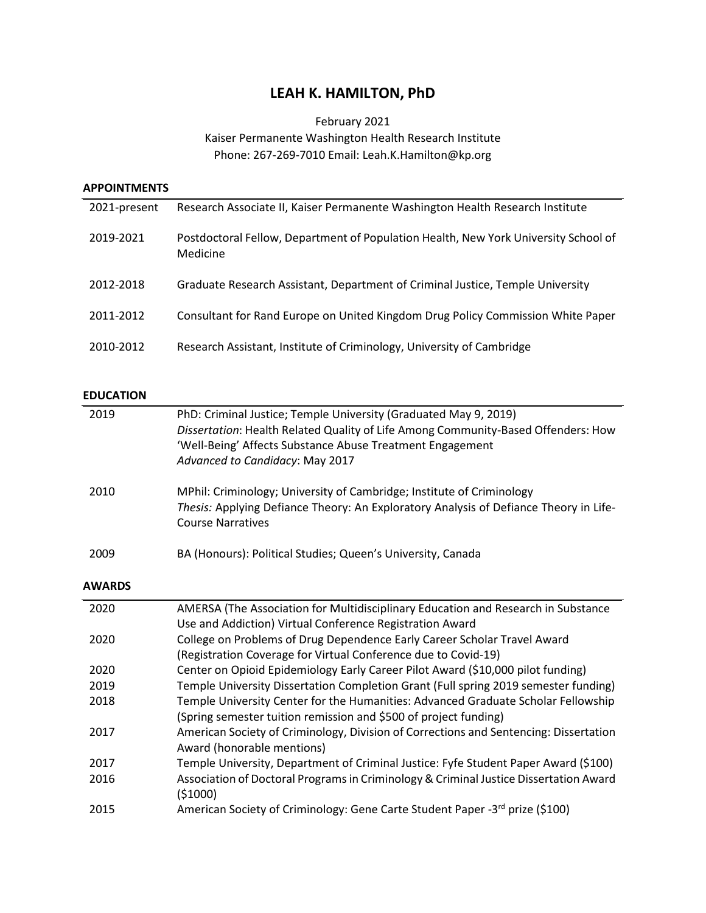# LEAH K. HAMILTON, PhD

February 2021
Kaiser Permanente Washington Health Research Institute
Phone: 267-269-7010 Email: Leah.K.Hamilton@kp.org

## APPOINTMENTS

| | |
|---|---|
| 2021-present | Research Associate II, Kaiser Permanente Washington Health Research Institute |
| 2019-2021 | Postdoctoral Fellow, Department of Population Health, New York University School of Medicine |
| 2012-2018 | Graduate Research Assistant, Department of Criminal Justice, Temple University |
| 2011-2012 | Consultant for Rand Europe on United Kingdom Drug Policy Commission White Paper |
| 2010-2012 | Research Assistant, Institute of Criminology, University of Cambridge |

## EDUCATION

| | |
|---|---|
| 2019 | PhD: Criminal Justice; Temple University (Graduated May 9, 2019)<br>*Dissertation*: Health Related Quality of Life Among Community-Based Offenders: How 'Well-Being' Affects Substance Abuse Treatment Engagement<br>*Advanced to Candidacy*: May 2017 |
| 2010 | MPhil: Criminology; University of Cambridge; Institute of Criminology<br>*Thesis:* Applying Defiance Theory: An Exploratory Analysis of Defiance Theory in Life-Course Narratives |
| 2009 | BA (Honours): Political Studies; Queen's University, Canada |

## AWARDS

| | |
|---|---|
| 2020 | AMERSA (The Association for Multidisciplinary Education and Research in Substance Use and Addiction) Virtual Conference Registration Award |
| 2020 | College on Problems of Drug Dependence Early Career Scholar Travel Award (Registration Coverage for Virtual Conference due to Covid-19) |
| 2020 | Center on Opioid Epidemiology Early Career Pilot Award ($10,000 pilot funding) |
| 2019 | Temple University Dissertation Completion Grant (Full spring 2019 semester funding) |
| 2018 | Temple University Center for the Humanities: Advanced Graduate Scholar Fellowship (Spring semester tuition remission and $500 of project funding) |
| 2017 | American Society of Criminology, Division of Corrections and Sentencing: Dissertation Award (honorable mentions) |
| 2017 | Temple University, Department of Criminal Justice: Fyfe Student Paper Award ($100) |
| 2016 | Association of Doctoral Programs in Criminology & Criminal Justice Dissertation Award ($1000) |
| 2015 | American Society of Criminology: Gene Carte Student Paper -3rd prize ($100) |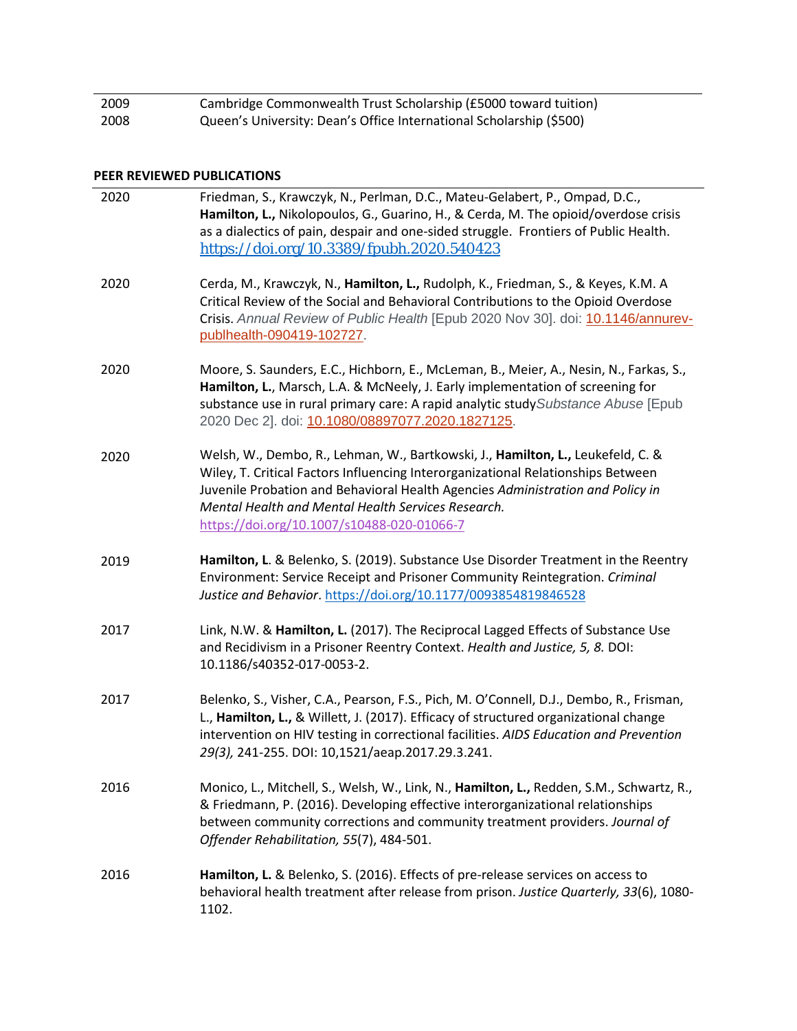| | |
|---|---|
| 2009 | Cambridge Commonwealth Trust Scholarship (£5000 toward tuition) |
| 2008 | Queen's University: Dean's Office International Scholarship ($500) |

## PEER REVIEWED PUBLICATIONS

| | |
|---|---|
| 2020 | Friedman, S., Krawczyk, N., Perlman, D.C., Mateu-Gelabert, P., Ompad, D.C., **Hamilton, L.,** Nikolopoulos, G., Guarino, H., & Cerda, M. The opioid/overdose crisis as a dialectics of pain, despair and one-sided struggle. Frontiers of Public Health. https://doi.org/10.3389/fpubh.2020.540423 |
| 2020 | Cerda, M., Krawczyk, N., **Hamilton, L.,** Rudolph, K., Friedman, S., & Keyes, K.M. A Critical Review of the Social and Behavioral Contributions to the Opioid Overdose Crisis. *Annual Review of Public Health* [Epub 2020 Nov 30]. doi: 10.1146/annurev-publhealth-090419-102727. |
| 2020 | Moore, S. Saunders, E.C., Hichborn, E., McLeman, B., Meier, A., Nesin, N., Farkas, S., **Hamilton, L.**, Marsch, L.A. & McNeely, J. Early implementation of screening for substance use in rural primary care: A rapid analytic study*Substance Abuse* [Epub 2020 Dec 2]. doi: 10.1080/08897077.2020.1827125. |
| 2020 | Welsh, W., Dembo, R., Lehman, W., Bartkowski, J., **Hamilton, L.,** Leukefeld, C. & Wiley, T. Critical Factors Influencing Interorganizational Relationships Between Juvenile Probation and Behavioral Health Agencies *Administration and Policy in Mental Health and Mental Health Services Research.* https://doi.org/10.1007/s10488-020-01066-7 |
| 2019 | **Hamilton, L**. & Belenko, S. (2019). Substance Use Disorder Treatment in the Reentry Environment: Service Receipt and Prisoner Community Reintegration. *Criminal Justice and Behavior*. https://doi.org/10.1177/0093854819846528 |
| 2017 | Link, N.W. & **Hamilton, L.** (2017). The Reciprocal Lagged Effects of Substance Use and Recidivism in a Prisoner Reentry Context. *Health and Justice, 5, 8.* DOI: 10.1186/s40352-017-0053-2. |
| 2017 | Belenko, S., Visher, C.A., Pearson, F.S., Pich, M. O'Connell, D.J., Dembo, R., Frisman, L., **Hamilton, L.,** & Willett, J. (2017). Efficacy of structured organizational change intervention on HIV testing in correctional facilities. *AIDS Education and Prevention 29(3),* 241-255. DOI: 10,1521/aeap.2017.29.3.241. |
| 2016 | Monico, L., Mitchell, S., Welsh, W., Link, N., **Hamilton, L.,** Redden, S.M., Schwartz, R., & Friedmann, P. (2016). Developing effective interorganizational relationships between community corrections and community treatment providers. *Journal of Offender Rehabilitation, 55*(7), 484-501. |
| 2016 | **Hamilton, L.** & Belenko, S. (2016). Effects of pre-release services on access to behavioral health treatment after release from prison. *Justice Quarterly, 33*(6), 1080-1102. |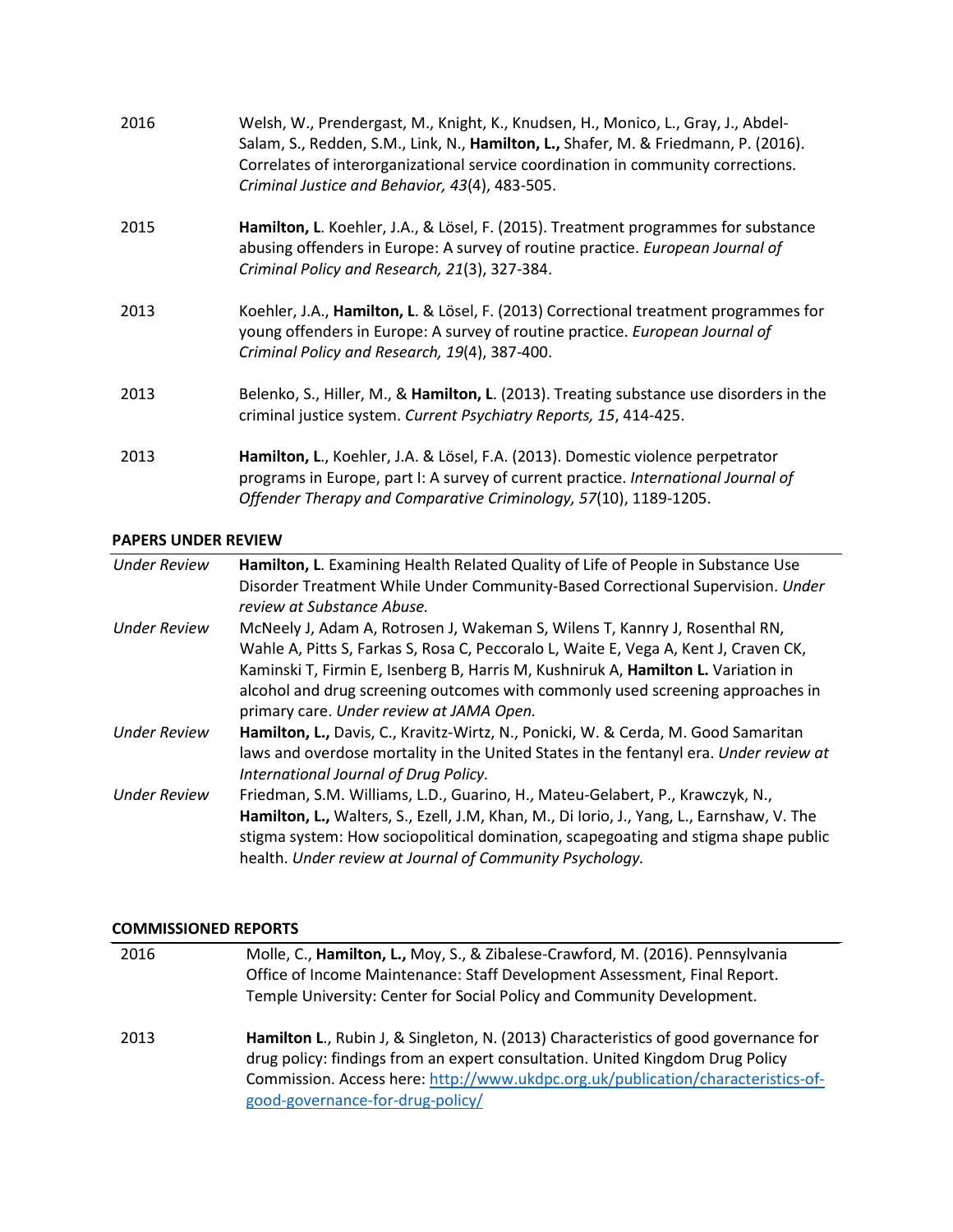| | |
|---|---|
| 2016 | Welsh, W., Prendergast, M., Knight, K., Knudsen, H., Monico, L., Gray, J., Abdel-Salam, S., Redden, S.M., Link, N., **Hamilton, L.,** Shafer, M. & Friedmann, P. (2016). Correlates of interorganizational service coordination in community corrections. *Criminal Justice and Behavior, 43*(4), 483-505. |
| 2015 | **Hamilton, L**. Koehler, J.A., & Lösel, F. (2015). Treatment programmes for substance abusing offenders in Europe: A survey of routine practice. *European Journal of Criminal Policy and Research, 21*(3), 327-384. |
| 2013 | Koehler, J.A., **Hamilton, L**. & Lösel, F. (2013) Correctional treatment programmes for young offenders in Europe: A survey of routine practice. *European Journal of Criminal Policy and Research, 19*(4), 387-400. |
| 2013 | Belenko, S., Hiller, M., & **Hamilton, L**. (2013). Treating substance use disorders in the criminal justice system. *Current Psychiatry Reports, 15*, 414-425. |
| 2013 | **Hamilton, L**., Koehler, J.A. & Lösel, F.A. (2013). Domestic violence perpetrator programs in Europe, part I: A survey of current practice. *International Journal of Offender Therapy and Comparative Criminology, 57*(10), 1189-1205. |

**PAPERS UNDER REVIEW**

| | |
|---|---|
| *Under Review* | **Hamilton, L**. Examining Health Related Quality of Life of People in Substance Use Disorder Treatment While Under Community-Based Correctional Supervision. *Under review at Substance Abuse.* |
| *Under Review* | McNeely J, Adam A, Rotrosen J, Wakeman S, Wilens T, Kannry J, Rosenthal RN, Wahle A, Pitts S, Farkas S, Rosa C, Peccoralo L, Waite E, Vega A, Kent J, Craven CK, Kaminski T, Firmin E, Isenberg B, Harris M, Kushniruk A, **Hamilton L.** Variation in alcohol and drug screening outcomes with commonly used screening approaches in primary care. *Under review at JAMA Open.* |
| *Under Review* | **Hamilton, L.,** Davis, C., Kravitz-Wirtz, N., Ponicki, W. & Cerda, M. Good Samaritan laws and overdose mortality in the United States in the fentanyl era. *Under review at International Journal of Drug Policy.* |
| *Under Review* | Friedman, S.M. Williams, L.D., Guarino, H., Mateu-Gelabert, P., Krawczyk, N., **Hamilton, L.,** Walters, S., Ezell, J.M, Khan, M., Di Iorio, J., Yang, L., Earnshaw, V. The stigma system: How sociopolitical domination, scapegoating and stigma shape public health. *Under review at Journal of Community Psychology.* |

**COMMISSIONED REPORTS**

| | |
|---|---|
| 2016 | Molle, C., **Hamilton, L.,** Moy, S., & Zibalese-Crawford, M. (2016). Pennsylvania Office of Income Maintenance: Staff Development Assessment, Final Report. Temple University: Center for Social Policy and Community Development. |
| 2013 | **Hamilton L**., Rubin J, & Singleton, N. (2013) Characteristics of good governance for drug policy: findings from an expert consultation. United Kingdom Drug Policy Commission. Access here: http://www.ukdpc.org.uk/publication/characteristics-of-good-governance-for-drug-policy/ |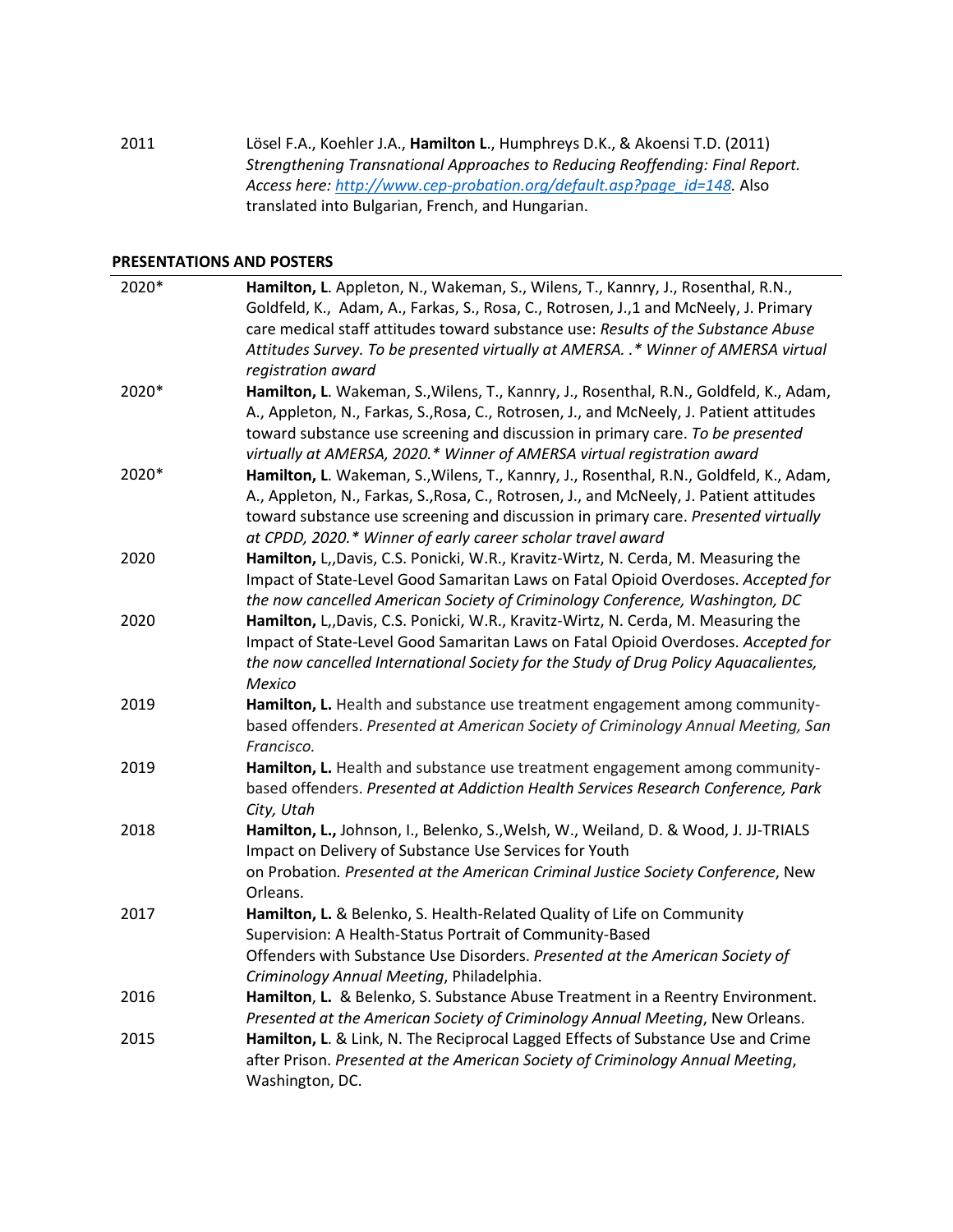2011 Lösel F.A., Koehler J.A., **Hamilton L**., Humphreys D.K., & Akoensi T.D. (2011) *Strengthening Transnational Approaches to Reducing Reoffending: Final Report. Access here: [http://www.cep-probation.org/default.asp?page_id=148](http://www.cep-probation.org/default.asp?page_id=148).* Also translated into Bulgarian, French, and Hungarian.

**PRESENTATIONS AND POSTERS**

| | |
|---|---|
| 2020* | **Hamilton, L**. Appleton, N., Wakeman, S., Wilens, T., Kannry, J., Rosenthal, R.N., Goldfeld, K., Adam, A., Farkas, S., Rosa, C., Rotrosen, J.,1 and McNeely, J. Primary care medical staff attitudes toward substance use: *Results of the Substance Abuse Attitudes Survey. To be presented virtually at AMERSA. .* Winner of AMERSA virtual registration award* |
| 2020* | **Hamilton, L**. Wakeman, S.,Wilens, T., Kannry, J., Rosenthal, R.N., Goldfeld, K., Adam, A., Appleton, N., Farkas, S.,Rosa, C., Rotrosen, J., and McNeely, J. Patient attitudes toward substance use screening and discussion in primary care. *To be presented virtually at AMERSA, 2020.* Winner of AMERSA virtual registration award* |
| 2020* | **Hamilton, L**. Wakeman, S.,Wilens, T., Kannry, J., Rosenthal, R.N., Goldfeld, K., Adam, A., Appleton, N., Farkas, S.,Rosa, C., Rotrosen, J., and McNeely, J. Patient attitudes toward substance use screening and discussion in primary care. *Presented virtually at CPDD, 2020.* Winner of early career scholar travel award* |
| 2020 | **Hamilton,** L,,Davis, C.S. Ponicki, W.R., Kravitz-Wirtz, N. Cerda, M. Measuring the Impact of State-Level Good Samaritan Laws on Fatal Opioid Overdoses. *Accepted for the now cancelled American Society of Criminology Conference, Washington, DC* |
| 2020 | **Hamilton,** L,,Davis, C.S. Ponicki, W.R., Kravitz-Wirtz, N. Cerda, M. Measuring the Impact of State-Level Good Samaritan Laws on Fatal Opioid Overdoses. *Accepted for the now cancelled International Society for the Study of Drug Policy Aquacalientes, Mexico* |
| 2019 | **Hamilton, L.** Health and substance use treatment engagement among community-based offenders. *Presented at American Society of Criminology Annual Meeting, San Francisco.* |
| 2019 | **Hamilton, L.** Health and substance use treatment engagement among community-based offenders. *Presented at Addiction Health Services Research Conference, Park City, Utah* |
| 2018 | **Hamilton, L.,** Johnson, I., Belenko, S.,Welsh, W., Weiland, D. & Wood, J. JJ-TRIALS Impact on Delivery of Substance Use Services for Youth on Probation. *Presented at the American Criminal Justice Society Conference*, New Orleans. |
| 2017 | **Hamilton, L.** & Belenko, S. Health-Related Quality of Life on Community Supervision: A Health-Status Portrait of Community-Based Offenders with Substance Use Disorders. *Presented at the American Society of Criminology Annual Meeting*, Philadelphia. |
| 2016 | **Hamilton**, **L.** & Belenko, S. Substance Abuse Treatment in a Reentry Environment. *Presented at the American Society of Criminology Annual Meeting*, New Orleans. |
| 2015 | **Hamilton, L**. & Link, N. The Reciprocal Lagged Effects of Substance Use and Crime after Prison. *Presented at the American Society of Criminology Annual Meeting*, Washington, DC. |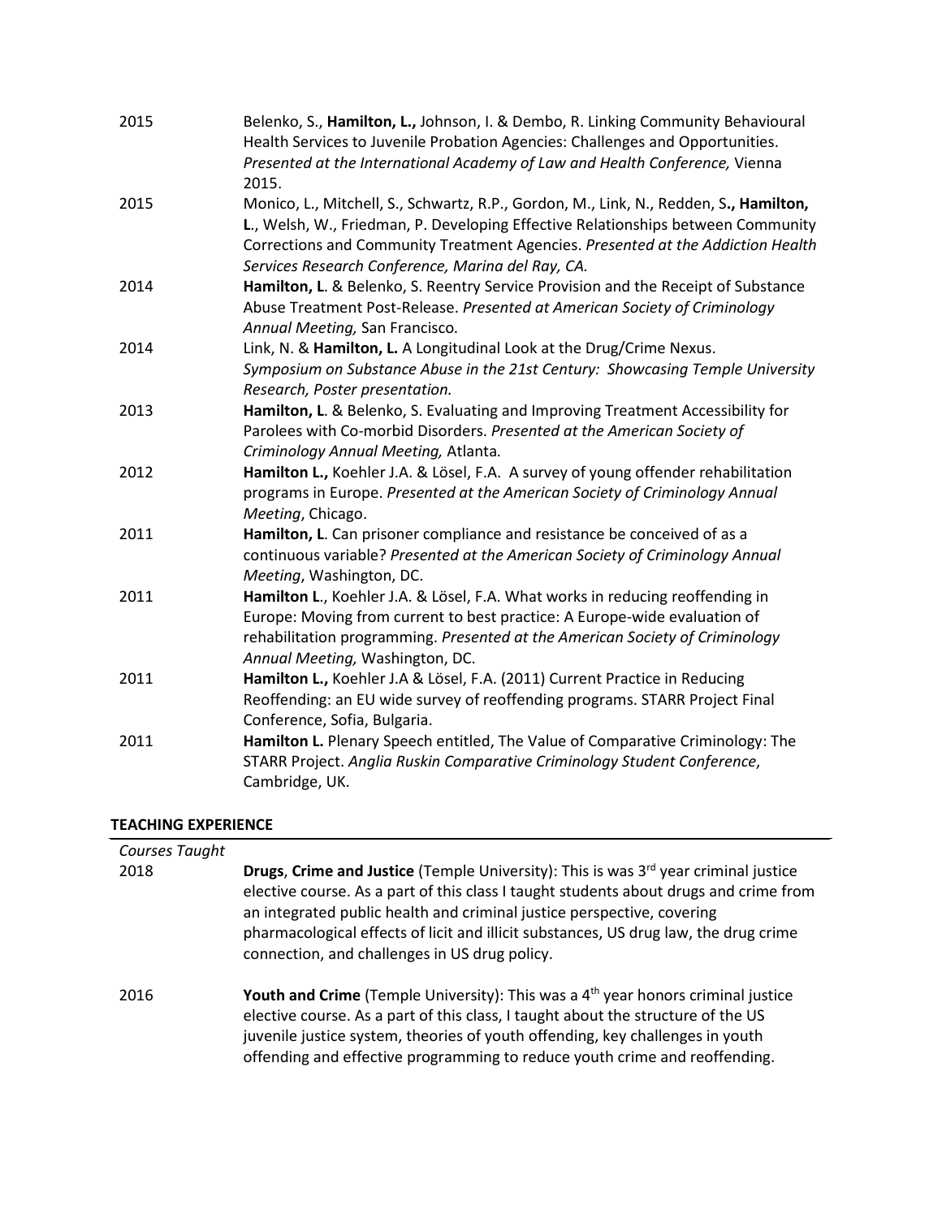| | |
|---|---|
| 2015 | Belenko, S., **Hamilton, L.,** Johnson, I. & Dembo, R. Linking Community Behavioural Health Services to Juvenile Probation Agencies: Challenges and Opportunities. *Presented at the International Academy of Law and Health Conference,* Vienna 2015. |
| 2015 | Monico, L., Mitchell, S., Schwartz, R.P., Gordon, M., Link, N., Redden, S**., Hamilton, L**., Welsh, W., Friedman, P. Developing Effective Relationships between Community Corrections and Community Treatment Agencies. *Presented at the Addiction Health Services Research Conference, Marina del Ray, CA.* |
| 2014 | **Hamilton, L**. & Belenko, S. Reentry Service Provision and the Receipt of Substance Abuse Treatment Post-Release. *Presented at American Society of Criminology Annual Meeting,* San Francisco*.* |
| 2014 | Link, N. & **Hamilton, L.** A Longitudinal Look at the Drug/Crime Nexus. *Symposium on Substance Abuse in the 21st Century: Showcasing Temple University Research, Poster presentation.* |
| 2013 | **Hamilton, L**. & Belenko, S. Evaluating and Improving Treatment Accessibility for Parolees with Co-morbid Disorders. *Presented at the American Society of Criminology Annual Meeting,* Atlanta*.* |
| 2012 | **Hamilton L.,** Koehler J.A. & Lösel, F.A. A survey of young offender rehabilitation programs in Europe. *Presented at the American Society of Criminology Annual Meeting*, Chicago. |
| 2011 | **Hamilton, L**. Can prisoner compliance and resistance be conceived of as a continuous variable? *Presented at the American Society of Criminology Annual Meeting*, Washington, DC. |
| 2011 | **Hamilton L**., Koehler J.A. & Lösel, F.A. What works in reducing reoffending in Europe: Moving from current to best practice: A Europe-wide evaluation of rehabilitation programming. *Presented at the American Society of Criminology Annual Meeting,* Washington, DC. |
| 2011 | **Hamilton L.,** Koehler J.A & Lösel, F.A. (2011) Current Practice in Reducing Reoffending: an EU wide survey of reoffending programs. STARR Project Final Conference, Sofia, Bulgaria. |
| 2011 | **Hamilton L.** Plenary Speech entitled, The Value of Comparative Criminology: The STARR Project. *Anglia Ruskin Comparative Criminology Student Conference*, Cambridge, UK. |

## TEACHING EXPERIENCE

*Courses Taught*

| | |
|---|---|
| 2018 | **Drugs**, **Crime and Justice** (Temple University): This is was 3rd year criminal justice elective course. As a part of this class I taught students about drugs and crime from an integrated public health and criminal justice perspective, covering pharmacological effects of licit and illicit substances, US drug law, the drug crime connection, and challenges in US drug policy. |
| 2016 | **Youth and Crime** (Temple University): This was a 4th year honors criminal justice elective course. As a part of this class, I taught about the structure of the US juvenile justice system, theories of youth offending, key challenges in youth offending and effective programming to reduce youth crime and reoffending. |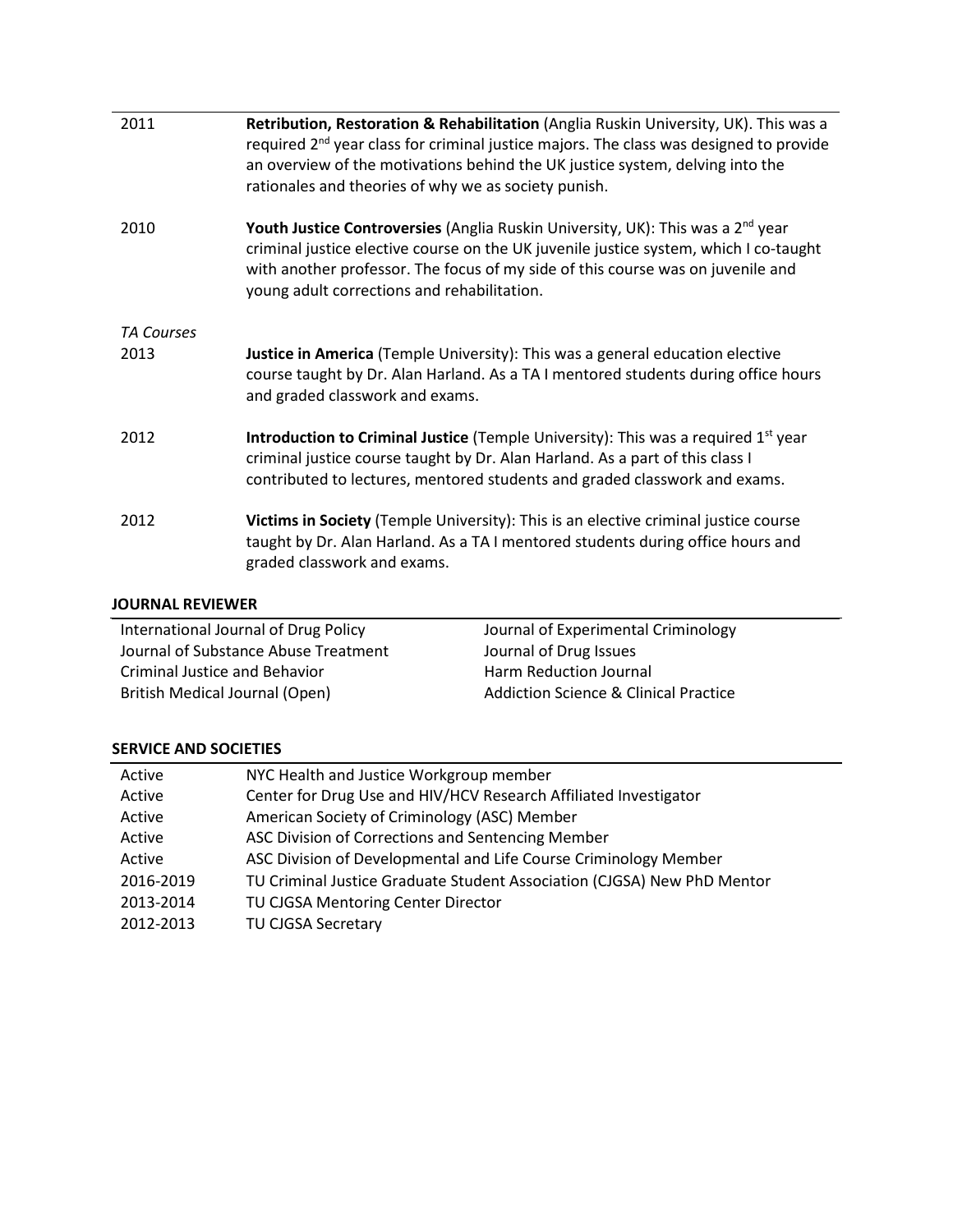| | |
|---|---|
| 2011 | **Retribution, Restoration & Rehabilitation** (Anglia Ruskin University, UK). This was a required 2nd year class for criminal justice majors. The class was designed to provide an overview of the motivations behind the UK justice system, delving into the rationales and theories of why we as society punish. |
| 2010 | **Youth Justice Controversies** (Anglia Ruskin University, UK): This was a 2nd year criminal justice elective course on the UK juvenile justice system, which I co-taught with another professor. The focus of my side of this course was on juvenile and young adult corrections and rehabilitation. |

*TA Courses*

| | |
|---|---|
| 2013 | **Justice in America** (Temple University): This was a general education elective course taught by Dr. Alan Harland. As a TA I mentored students during office hours and graded classwork and exams. |
| 2012 | **Introduction to Criminal Justice** (Temple University): This was a required 1st year criminal justice course taught by Dr. Alan Harland. As a part of this class I contributed to lectures, mentored students and graded classwork and exams. |
| 2012 | **Victims in Society** (Temple University): This is an elective criminal justice course taught by Dr. Alan Harland. As a TA I mentored students during office hours and graded classwork and exams. |

## JOURNAL REVIEWER

| | |
|---|---|
| International Journal of Drug Policy | Journal of Experimental Criminology |
| Journal of Substance Abuse Treatment | Journal of Drug Issues |
| Criminal Justice and Behavior | Harm Reduction Journal |
| British Medical Journal (Open) | Addiction Science & Clinical Practice |

## SERVICE AND SOCIETIES

| | |
|---|---|
| Active | NYC Health and Justice Workgroup member |
| Active | Center for Drug Use and HIV/HCV Research Affiliated Investigator |
| Active | American Society of Criminology (ASC) Member |
| Active | ASC Division of Corrections and Sentencing Member |
| Active | ASC Division of Developmental and Life Course Criminology Member |
| 2016-2019 | TU Criminal Justice Graduate Student Association (CJGSA) New PhD Mentor |
| 2013-2014 | TU CJGSA Mentoring Center Director |
| 2012-2013 | TU CJGSA Secretary |